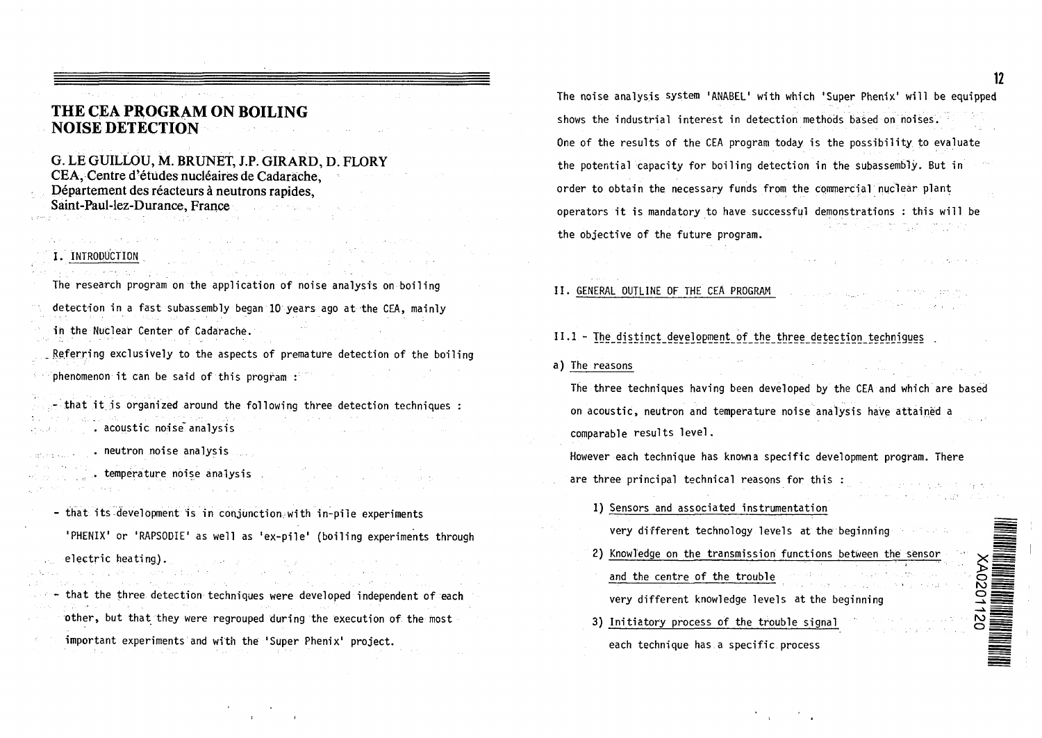# THE CEA PROGRAM ON BOILING NOISE DETECTION

**G. LE GUILLOU, M. BRUNET, J.P. GIRARD, D. FLORY**
**CEA, Centre d'études nucléaires de Cadarache,**
**Département des réacteurs à neutrons rapides,**
**Saint-Paul-lez-Durance, France**

## I. INTRODUCTION

The research program on the application of noise analysis on boiling detection in a fast subassembly began 10 years ago at the CEA, mainly in the Nuclear Center of Cadarache.

Referring exclusively to the aspects of premature detection of the boiling phenomenon it can be said of this program :

- that it is organized around the following three detection techniques :
  - . acoustic noise analysis
  - . neutron noise analysis
  - . temperature noise analysis
- that its development is in conjunction with in-pile experiments 'PHENIX' or 'RAPSODIE' as well as 'ex-pile' (boiling experiments through electric heating).
- that the three detection techniques were developed independent of each other, but that they were regrouped during the execution of the most important experiments and with the 'Super Phenix' project.

The noise analysis system 'ANABEL' with which 'Super Phenix' will be equipped shows the industrial interest in detection methods based on noises.
One of the results of the CEA program today is the possibility to evaluate the potential capacity for boiling detection in the subassembly. But in order to obtain the necessary funds from the commercial nuclear plant operators it is mandatory to have successful demonstrations : this will be the objective of the future program.

## II. GENERAL OUTLINE OF THE CEA PROGRAM

### II.1 - The distinct development of the three detection techniques

**a) The reasons**

The three techniques having been developed by the CEA and which are based on acoustic, neutron and temperature noise analysis have attained a comparable results level.

However each technique has known a specific development program. There are three principal technical reasons for this :

1) Sensors and associated instrumentation
   very different technology levels at the beginning
2) Knowledge on the transmission functions between the sensor and the centre of the trouble
   very different knowledge levels at the beginning
3) Initiatory process of the trouble signal
   each technique has a specific process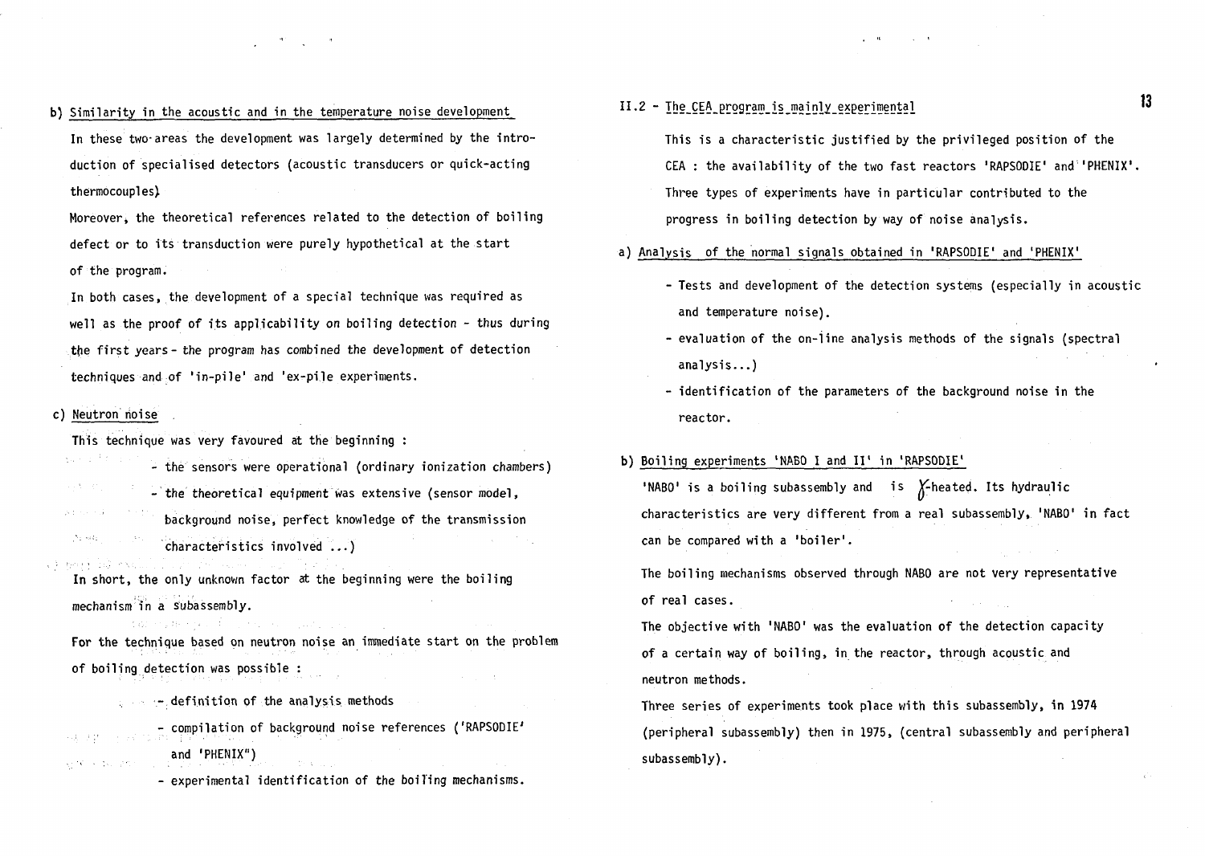b) Similarity in the acoustic and in the temperature noise development

In these two areas the development was largely determined by the introduction of specialised detectors (acoustic transducers or quick-acting thermocouples)

Moreover, the theoretical references related to the detection of boiling defect or to its transduction were purely hypothetical at the start of the program.

In both cases, the development of a special technique was required as well as the proof of its applicability on boiling detection - thus during the first years - the program has combined the development of detection techniques and of 'in-pile' and 'ex-pile experiments.

c) Neutron noise

This technique was very favoured at the beginning :

- the sensors were operational (ordinary ionization chambers)
- the theoretical equipment was extensive (sensor model, background noise, perfect knowledge of the transmission characteristics involved ...)

In short, the only unknown factor at the beginning were the boiling mechanism in a subassembly.

For the technique based on neutron noise an immediate start on the problem of boiling detection was possible :

- definition of the analysis methods
- compilation of background noise references ('RAPSODIE' and 'PHENIX")
- experimental identification of the boiling mechanisms.

II.2 - The CEA program is mainly experimental

This is a characteristic justified by the privileged position of the CEA : the availability of the two fast reactors 'RAPSODIE' and 'PHENIX'. Three types of experiments have in particular contributed to the progress in boiling detection by way of noise analysis.

a) Analysis of the normal signals obtained in 'RAPSODIE' and 'PHENIX'

- Tests and development of the detection systems (especially in acoustic and temperature noise).
- evaluation of the on-line analysis methods of the signals (spectral analysis...)
- identification of the parameters of the background noise in the reactor.

b) Boiling experiments 'NABO I and II' in 'RAPSODIE'

'NABO' is a boiling subassembly and is $\gamma$-heated. Its hydraulic characteristics are very different from a real subassembly, 'NABO' in fact can be compared with a 'boiler'.

The boiling mechanisms observed through NABO are not very representative of real cases.

The objective with 'NABO' was the evaluation of the detection capacity of a certain way of boiling, in the reactor, through acoustic and neutron methods.

Three series of experiments took place with this subassembly, in 1974 (peripheral subassembly) then in 1975, (central subassembly and peripheral subassembly).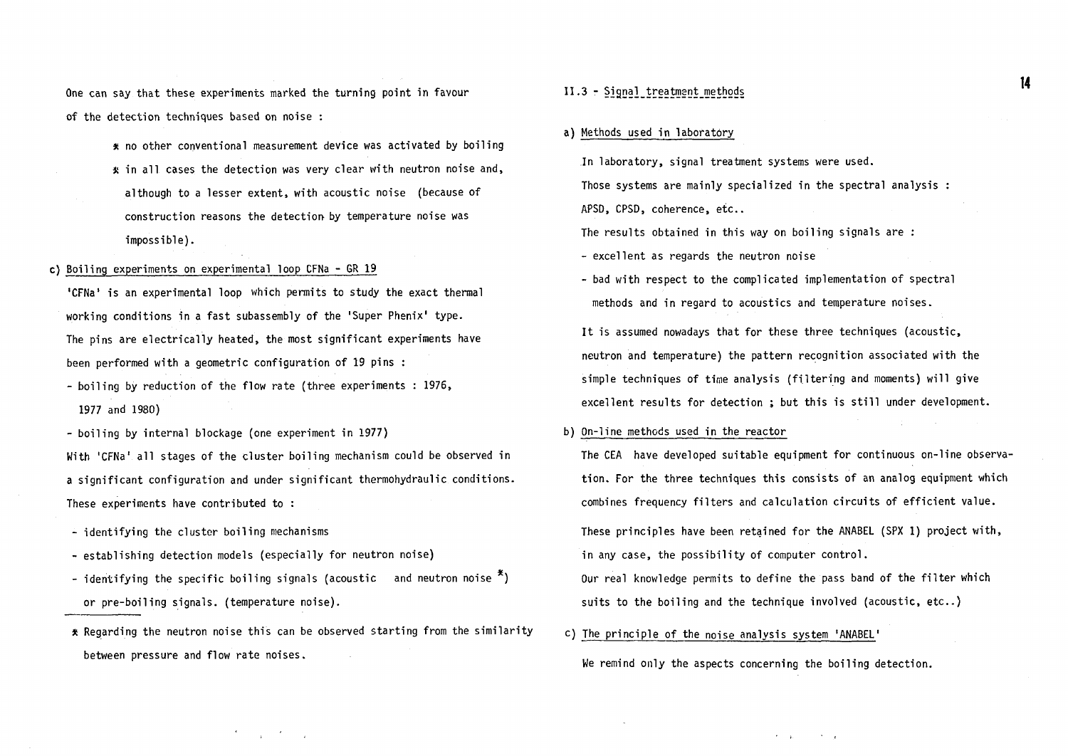One can say that these experiments marked the turning point in favour of the detection techniques based on noise :

* no other conventional measurement device was activated by boiling
* in all cases the detection was very clear with neutron noise and, although to a lesser extent, with acoustic noise (because of construction reasons the detection by temperature noise was impossible).

c) Boiling experiments on experimental loop CFNa - GR 19

'CFNa' is an experimental loop which permits to study the exact thermal working conditions in a fast subassembly of the 'Super Phenix' type. The pins are electrically heated, the most significant experiments have been performed with a geometric configuration of 19 pins :

- boiling by reduction of the flow rate (three experiments : 1976, 1977 and 1980)
- boiling by internal blockage (one experiment in 1977)

With 'CFNa' all stages of the cluster boiling mechanism could be observed in a significant configuration and under significant thermohydraulic conditions. These experiments have contributed to :

- identifying the cluster boiling mechanisms
- establishing detection models (especially for neutron noise)
- identifying the specific boiling signals (acoustic and neutron noise *) or pre-boiling signals. (temperature noise).

---

* Regarding the neutron noise this can be observed starting from the similarity between pressure and flow rate noises.

II.3 - Signal treatment methods

a) Methods used in laboratory

In laboratory, signal treatment systems were used.
Those systems are mainly specialized in the spectral analysis : APSD, CPSD, coherence, etc..
The results obtained in this way on boiling signals are :

- excellent as regards the neutron noise
- bad with respect to the complicated implementation of spectral methods and in regard to acoustics and temperature noises.

It is assumed nowadays that for these three techniques (acoustic, neutron and temperature) the pattern recognition associated with the simple techniques of time analysis (filtering and moments) will give excellent results for detection ; but this is still under development.

b) On-line methods used in the reactor

The CEA have developed suitable equipment for continuous on-line observation. For the three techniques this consists of an analog equipment which combines frequency filters and calculation circuits of efficient value.
These principles have been retained for the ANABEL (SPX 1) project with, in any case, the possibility of computer control.
Our real knowledge permits to define the pass band of the filter which suits to the boiling and the technique involved (acoustic, etc..)

c) The principle of the noise analysis system 'ANABEL'

We remind only the aspects concerning the boiling detection.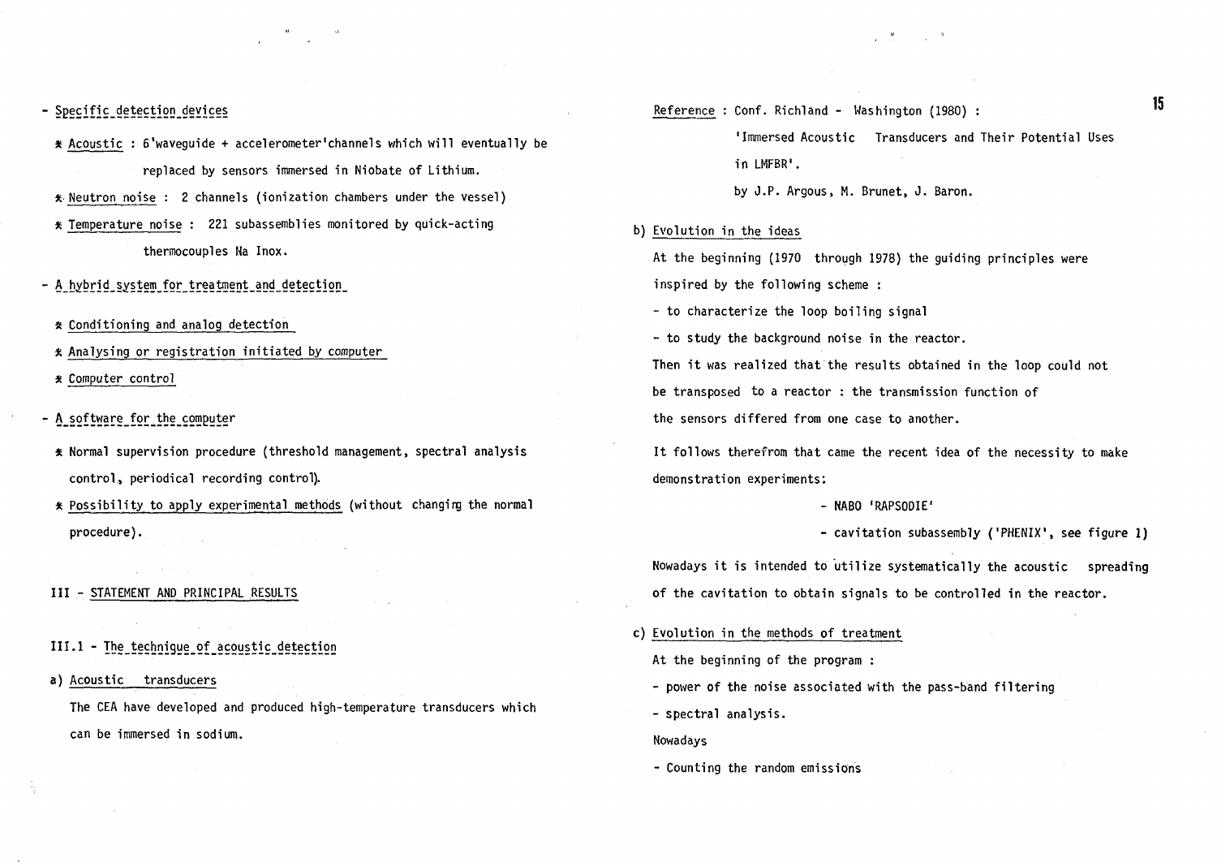- Specific detection devices

  * Acoustic : 6'waveguide + accelerometer'channels which will eventually be replaced by sensors immersed in Niobate of Lithium.
  * Neutron noise : 2 channels (ionization chambers under the vessel)
  * Temperature noise : 221 subassemblies monitored by quick-acting thermocouples Na Inox.

- A hybrid system for treatment and detection

  * Conditioning and analog detection
  * Analysing or registration initiated by computer
  * Computer control

- A software for the computer

  * Normal supervision procedure (threshold management, spectral analysis control, periodical recording control).
  * Possibility to apply experimental methods (without changing the normal procedure).

## III - STATEMENT AND PRINCIPAL RESULTS

### III.1 - The technique of acoustic detection

a) Acoustic transducers

The CEA have developed and produced high-temperature transducers which can be immersed in sodium.

Reference : Conf. Richland - Washington (1980) :
'Immersed Acoustic Transducers and Their Potential Uses in LMFBR'.
by J.P. Argous, M. Brunet, J. Baron.

b) Evolution in the ideas

At the beginning (1970 through 1978) the guiding principles were inspired by the following scheme :

- to characterize the loop boiling signal
- to study the background noise in the reactor.

Then it was realized that the results obtained in the loop could not be transposed to a reactor : the transmission function of the sensors differed from one case to another.

It follows therefrom that came the recent idea of the necessity to make demonstration experiments:

- NABO 'RAPSODIE'
- cavitation subassembly ('PHENIX', see figure 1)

Nowadays it is intended to utilize systematically the acoustic spreading of the cavitation to obtain signals to be controlled in the reactor.

c) Evolution in the methods of treatment

At the beginning of the program :

- power of the noise associated with the pass-band filtering
- spectral analysis.

Nowadays

- Counting the random emissions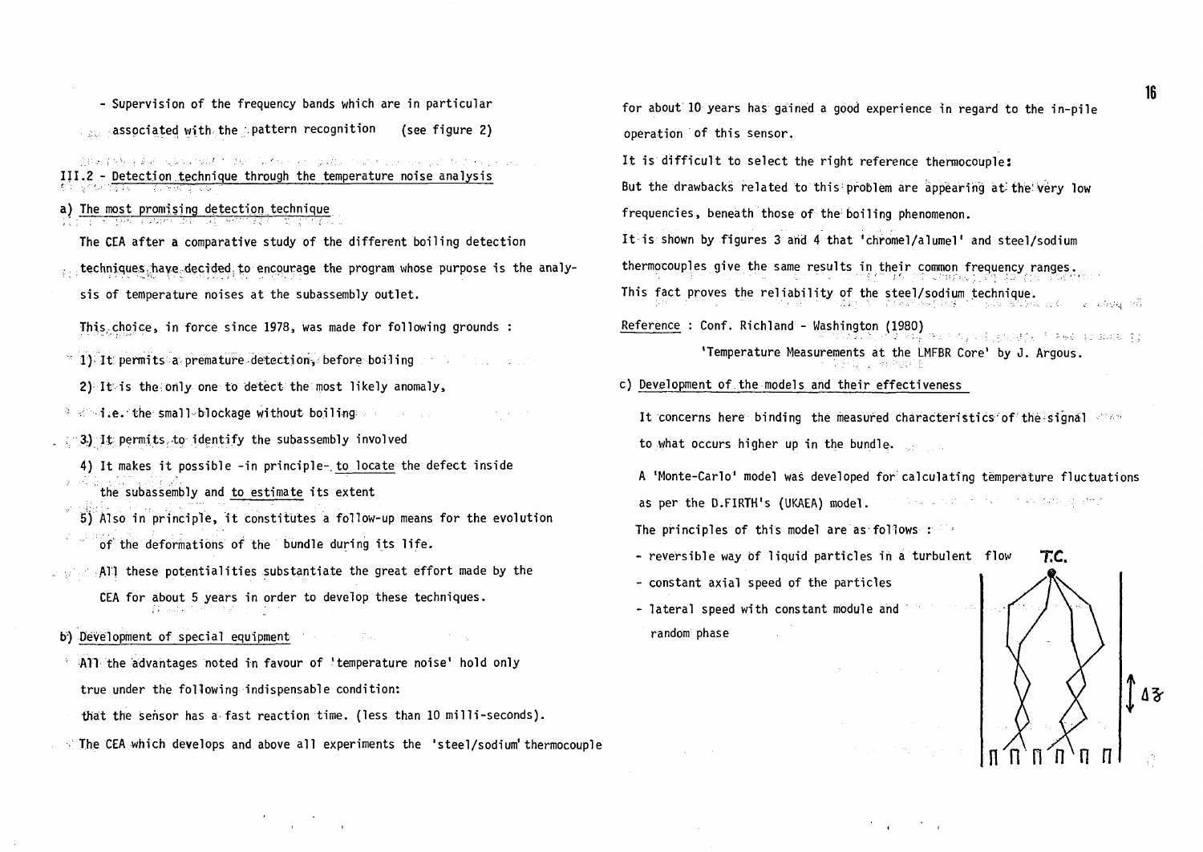- Supervision of the frequency bands which are in particular associated with the pattern recognition (see figure 2)

## III.2 - Detection technique through the temperature noise analysis

### a) The most promising detection technique

The CEA after a comparative study of the different boiling detection techniques have decided to encourage the program whose purpose is the analysis of temperature noises at the subassembly outlet.

This choice, in force since 1978, was made for following grounds :

1) It permits a premature detection, before boiling

2) It is the only one to detect the most likely anomaly, i.e. the small blockage without boiling

3) It permits to identify the subassembly involved

4) It makes it possible -in principle- to locate the defect inside the subassembly and to estimate its extent

5) Also in principle, it constitutes a follow-up means for the evolution of the deformations of the bundle during its life.

All these potentialities substantiate the great effort made by the CEA for about 5 years in order to develop these techniques.

### b) Development of special equipment

All the advantages noted in favour of 'temperature noise' hold only true under the following indispensable condition:

that the sensor has a fast reaction time. (less than 10 milli-seconds).

The CEA which develops and above all experiments the 'steel/sodium' thermocouple for about 10 years has gained a good experience in regard to the in-pile operation of this sensor.

It is difficult to select the right reference thermocouple:

But the drawbacks related to this problem are appearing at the very low frequencies, beneath those of the boiling phenomenon.

It is shown by figures 3 and 4 that 'chromel/alumel' and steel/sodium thermocouples give the same results in their common frequency ranges.

This fact proves the reliability of the steel/sodium technique.

Reference : Conf. Richland - Washington (1980)
'Temperature Measurements at the LMFBR Core' by J. Argous.

### c) Development of the models and their effectiveness

It concerns here binding the measured characteristics of the signal to what occurs higher up in the bundle.

A 'Monte-Carlo' model was developed for calculating temperature fluctuations as per the D.FIRTH's (UKAEA) model.

The principles of this model are as follows :

- reversible way of liquid particles in a turbulent flow
- constant axial speed of the particles
- lateral speed with constant module and random phase

T.C.

$\Delta z$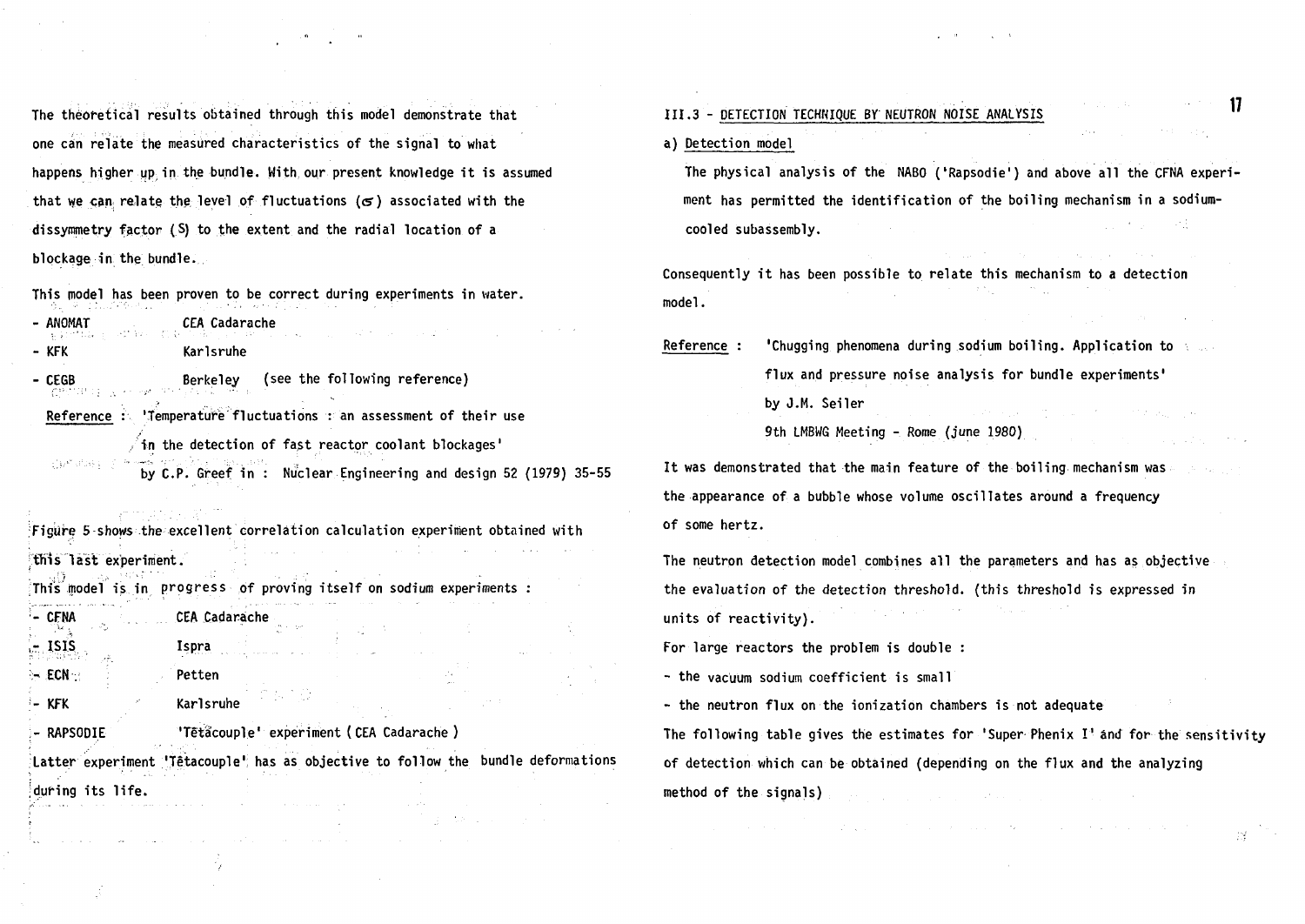The theoretical results obtained through this model demonstrate that one can relate the measured characteristics of the signal to what happens higher up in the bundle. With our present knowledge it is assumed that we can relate the level of fluctuations ($\sigma$) associated with the dissymmetry factor (S) to the extent and the radial location of a blockage in the bundle.

This model has been proven to be correct during experiments in water.

- ANOMAT — CEA Cadarache
- KFK — Karlsruhe
- CEGB — Berkeley (see the following reference)

Reference : 'Temperature fluctuations : an assessment of their use in the detection of fast reactor coolant blockages' by C.P. Greef in : Nuclear Engineering and design 52 (1979) 35-55

Figure 5 shows the excellent correlation calculation experiment obtained with this last experiment.

This model is in progress of proving itself on sodium experiments :

- CFNA — CEA Cadarache
- ISIS — Ispra
- ECN — Petten
- KFK — Karlsruhe
- RAPSODIE — 'Têtacouple' experiment (CEA Cadarache)

Latter experiment 'Têtacouple' has as objective to follow the bundle deformations during its life.

## III.3 - DETECTION TECHNIQUE BY NEUTRON NOISE ANALYSIS

### a) Detection model

The physical analysis of the NABO ('Rapsodie') and above all the CFNA experiment has permitted the identification of the boiling mechanism in a sodium-cooled subassembly.

Consequently it has been possible to relate this mechanism to a detection model.

Reference : 'Chugging phenomena during sodium boiling. Application to flux and pressure noise analysis for bundle experiments' by J.M. Seiler 9th LMBWG Meeting - Rome (june 1980)

It was demonstrated that the main feature of the boiling mechanism was the appearance of a bubble whose volume oscillates around a frequency of some hertz.

The neutron detection model combines all the parameters and has as objective the evaluation of the detection threshold. (this threshold is expressed in units of reactivity).

For large reactors the problem is double :

- the vacuum sodium coefficient is small
- the neutron flux on the ionization chambers is not adequate

The following table gives the estimates for 'Super Phenix I' and for the sensitivity of detection which can be obtained (depending on the flux and the analyzing method of the signals)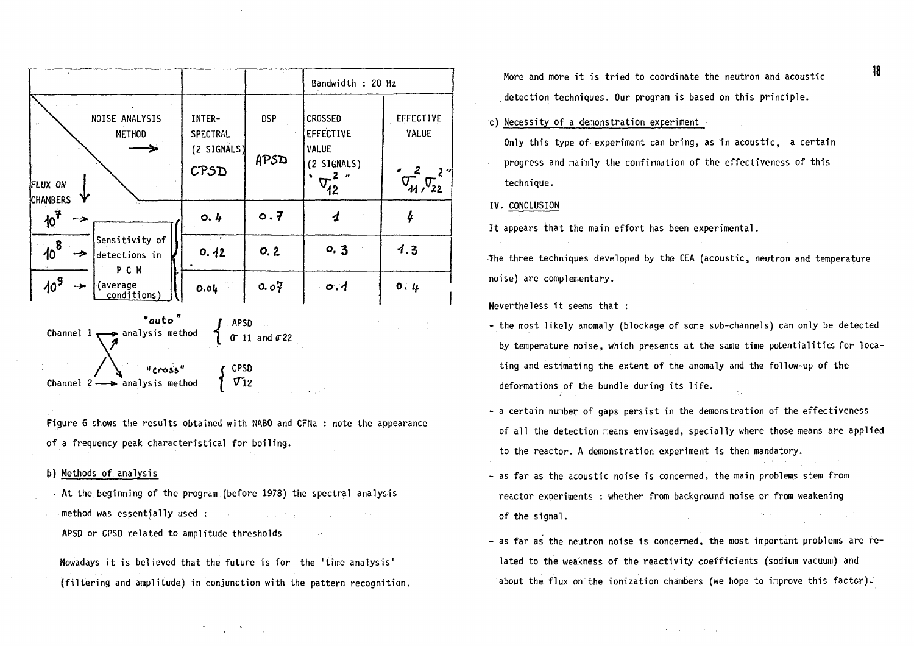| | | | Bandwidth : 20 Hz | |
|---|---|---|---|---|
| NOISE ANALYSIS METHOD → / FLUX ON CHAMBERS ↓ | INTER-SPECTRAL (2 SIGNALS) CPSD | DSP APSD | CROSSED EFFECTIVE VALUE (2 SIGNALS) " $\sigma_{12}^2$ " | EFFECTIVE VALUE " $\sigma_{11}^2, \sigma_{22}^2$ " |
| $10^7$ → Sensitivity of detections in PCM (average conditions) | 0.4 | 0.7 | 1 | 4 |
| $10^8$ → | 0.12 | 0.2 | 0.3 | 1.3 |
| $10^9$ → | 0.04 | 0.07 | 0.1 | 0.4 |

Channel 1 → "auto" analysis method { APSD, $\sigma$ 11 and $\sigma$ 22

Channel 2 → "cross" analysis method { CPSD, $\sigma$12

Figure 6 shows the results obtained with NABO and CFNa : note the appearance of a frequency peak characteristical for boiling.

b) Methods of analysis

At the beginning of the program (before 1978) the spectral analysis method was essentially used :

APSD or CPSD related to amplitude thresholds

Nowadays it is believed that the future is for the 'time analysis' (filtering and amplitude) in conjunction with the pattern recognition.

More and more it is tried to coordinate the neutron and acoustic detection techniques. Our program is based on this principle.

c) Necessity of a demonstration experiment

Only this type of experiment can bring, as in acoustic, a certain progress and mainly the confirmation of the effectiveness of this technique.

## IV. CONCLUSION

It appears that the main effort has been experimental.

The three techniques developed by the CEA (acoustic, neutron and temperature noise) are complementary.

Nevertheless it seems that :

- the most likely anomaly (blockage of some sub-channels) can only be detected by temperature noise, which presents at the same time potentialities for locating and estimating the extent of the anomaly and the follow-up of the deformations of the bundle during its life.
- a certain number of gaps persist in the demonstration of the effectiveness of all the detection means envisaged, specially where those means are applied to the reactor. A demonstration experiment is then mandatory.
- as far as the acoustic noise is concerned, the main problems stem from reactor experiments : whether from background noise or from weakening of the signal.
- as far as the neutron noise is concerned, the most important problems are related to the weakness of the reactivity coefficients (sodium vacuum) and about the flux on the ionization chambers (we hope to improve this factor).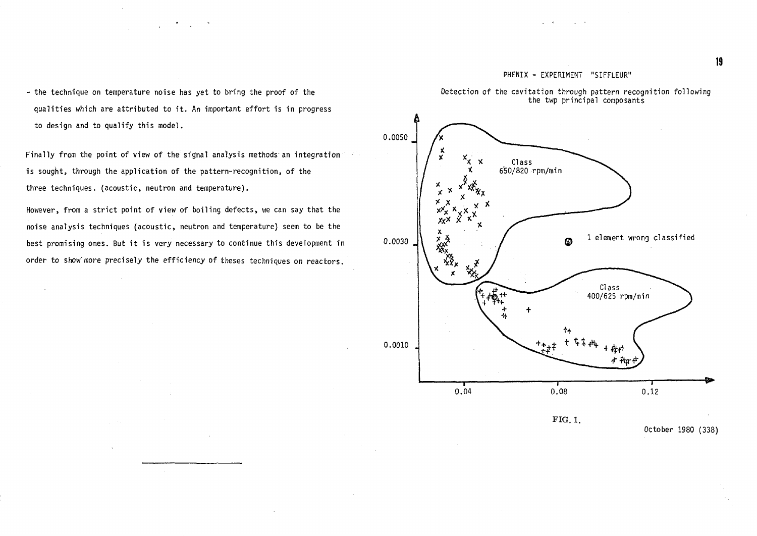- the technique on temperature noise has yet to bring the proof of the qualities which are attributed to it. An important effort is in progress to design and to qualify this model.

Finally from the point of view of the signal analysis methods an integration is sought, through the application of the pattern-recognition, of the three techniques. (acoustic, neutron and temperature).

However, from a strict point of view of boiling defects, we can say that the noise analysis techniques (acoustic, neutron and temperature) seem to be the best promising ones. But it is very necessary to continue this development in order to show more precisely the efficiency of theses techniques on reactors.

PHENIX - EXPERIMENT "SIFFLEUR"

Detection of the cavitation through pattern recognition following the twp principal composants

Class 650/820 rpm/min

1 element wrong classified

Class 400/625 rpm/min

0.0050

0.0030

0.0010

0.04

0.08

0.12

FIG. 1.

October 1980 (338)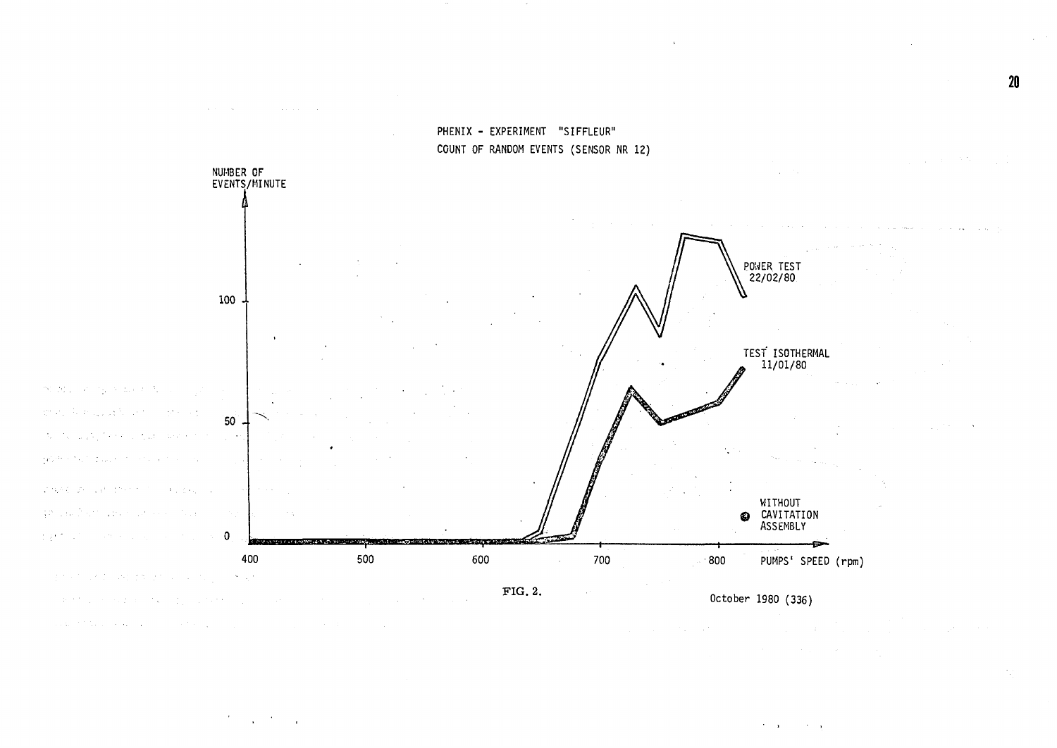PHENIX - EXPERIMENT "SIFFLEUR"

COUNT OF RANDOM EVENTS (SENSOR NR 12)

NUMBER OF EVENTS/MINUTE

100

50

0

400

500

600

700

800

PUMPS' SPEED (rpm)

POWER TEST 22/02/80

TEST ISOTHERMAL 11/01/80

WITHOUT CAVITATION ASSEMBLY

FIG. 2.

October 1980 (336)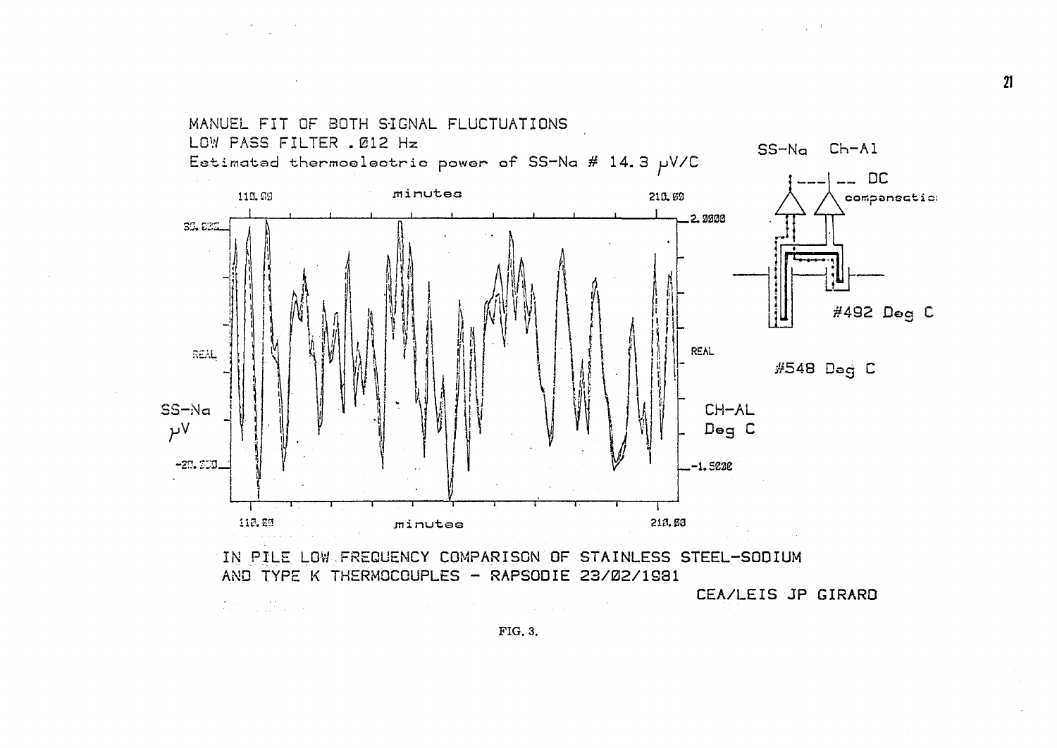MANUEL FIT OF BOTH SIGNAL FLUCTUATIONS
LOW PASS FILTER .012 Hz
Estimated thermoelectric power of SS-Na # 14.3 µV/C

IN PILE LOW FREQUENCY COMPARISON OF STAINLESS STEEL-SODIUM AND TYPE K THERMOCOUPLES - RAPSODIE 23/02/1981

CEA/LEIS JP GIRARD

FIG. 3.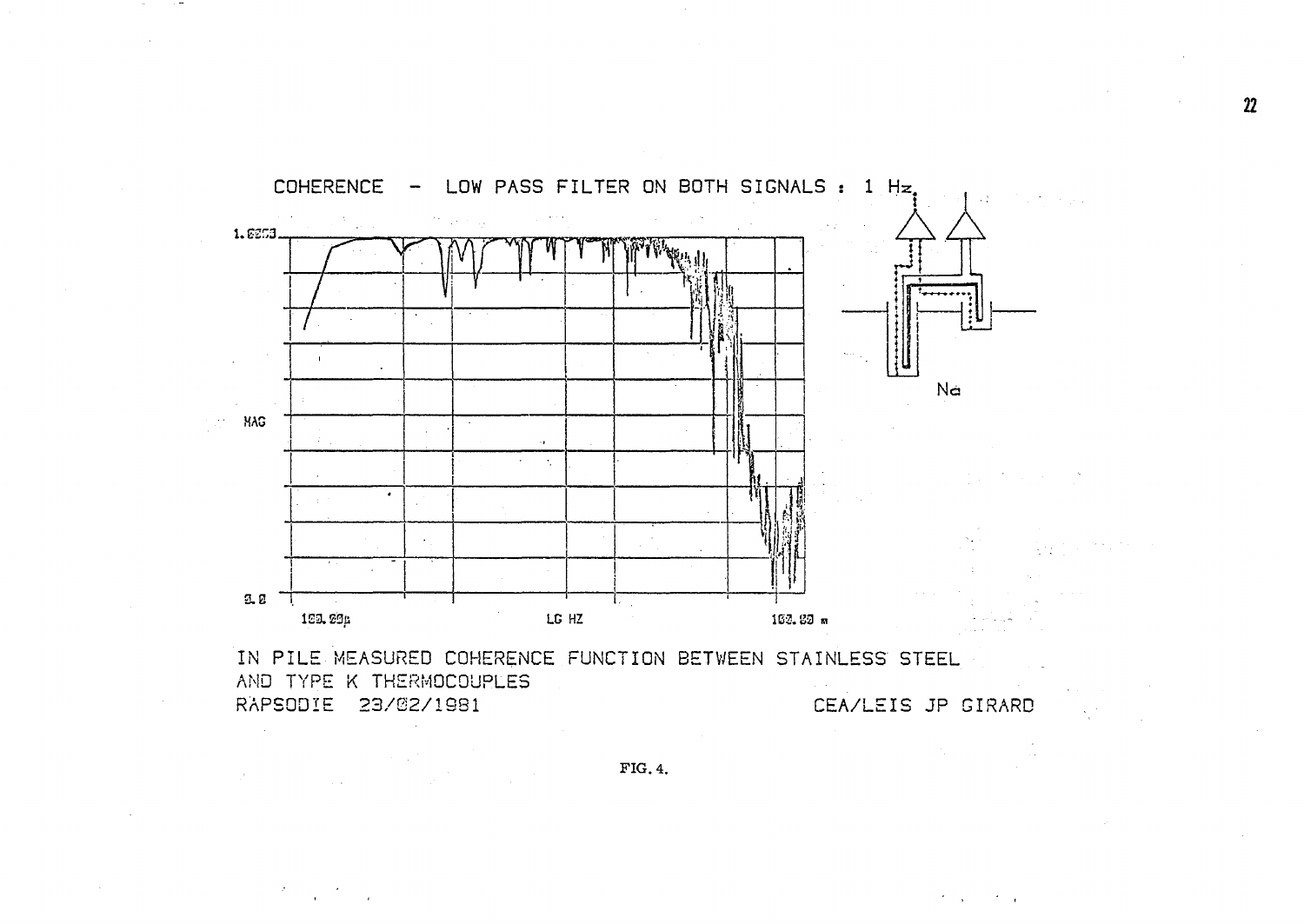COHERENCE - LOW PASS FILTER ON BOTH SIGNALS : 1 Hz

1.0000

MAG

0.0

100.00μ

LG HZ

100.00 m

Na

IN PILE MEASURED COHERENCE FUNCTION BETWEEN STAINLESS STEEL AND TYPE K THERMOCOUPLES

RAPSODIE 23/02/1981

CEA/LEIS JP GIRARD

FIG. 4.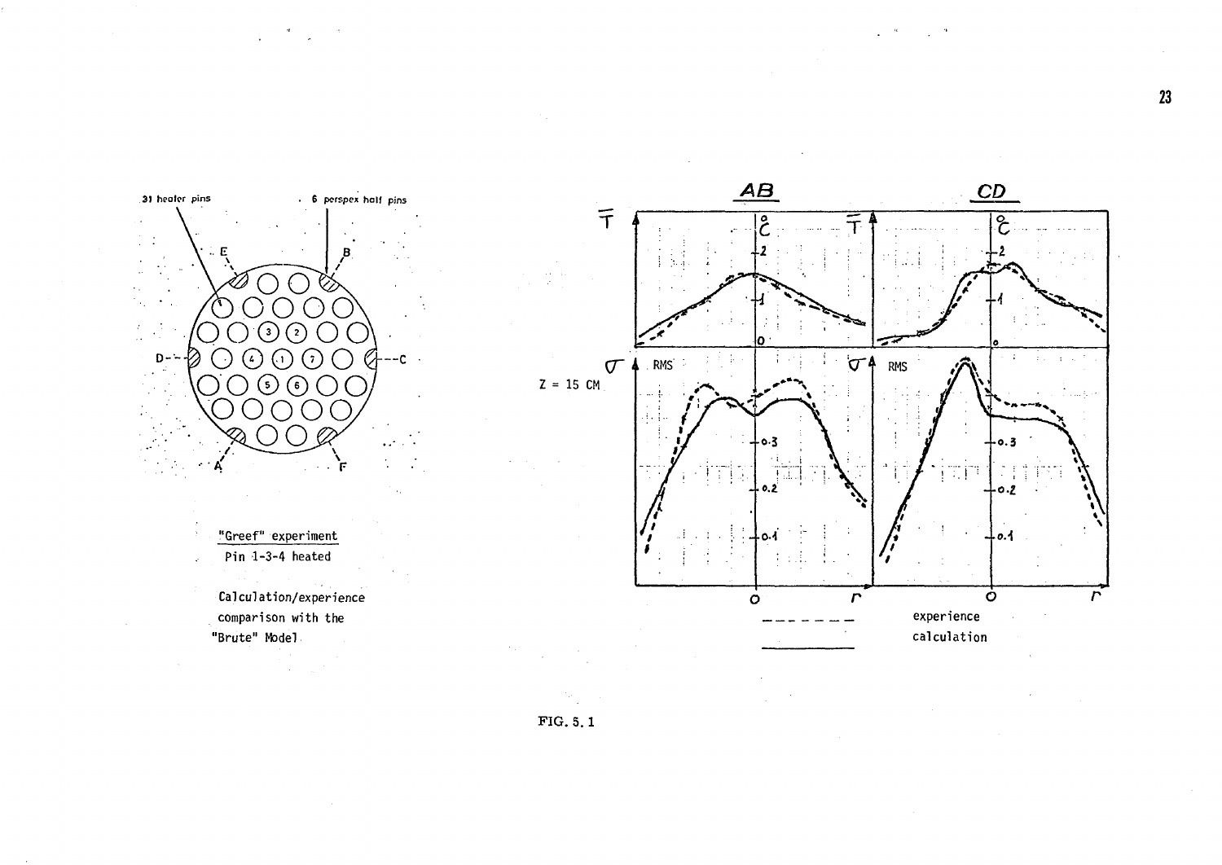"Greef" experiment

Pin 1-3-4 heated

Calculation/experience comparison with the "Brute" Model

FIG. 5.1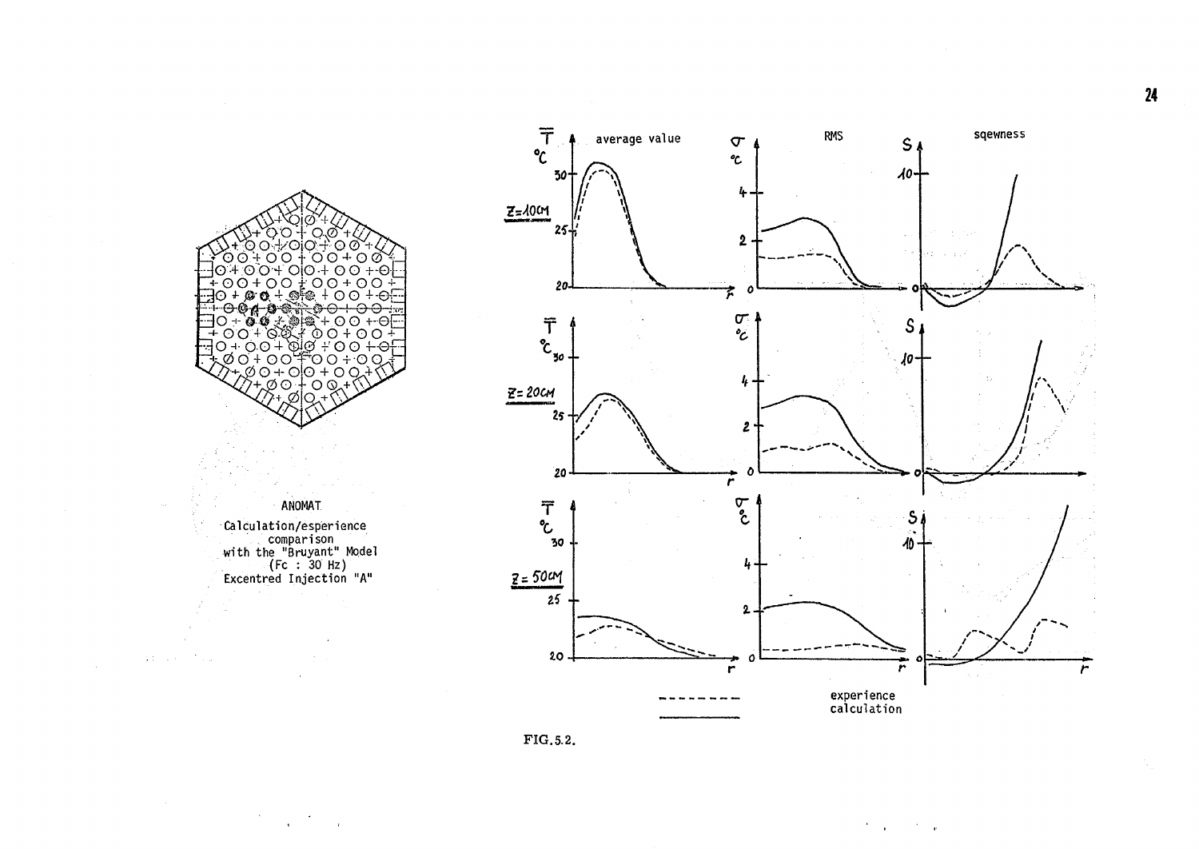ANOMAT

Calculation/esperience comparison with the "Bruyant" Model (Fc : 30 Hz) Excentred Injection "A"

average value

RMS

sqewness

z=10cm

z=20cm

z=50cm

$\overline{T}$ °C

$\sigma$ °C

S

30

25

20

4

2

0

10

r

experience

calculation

FIG.5.2.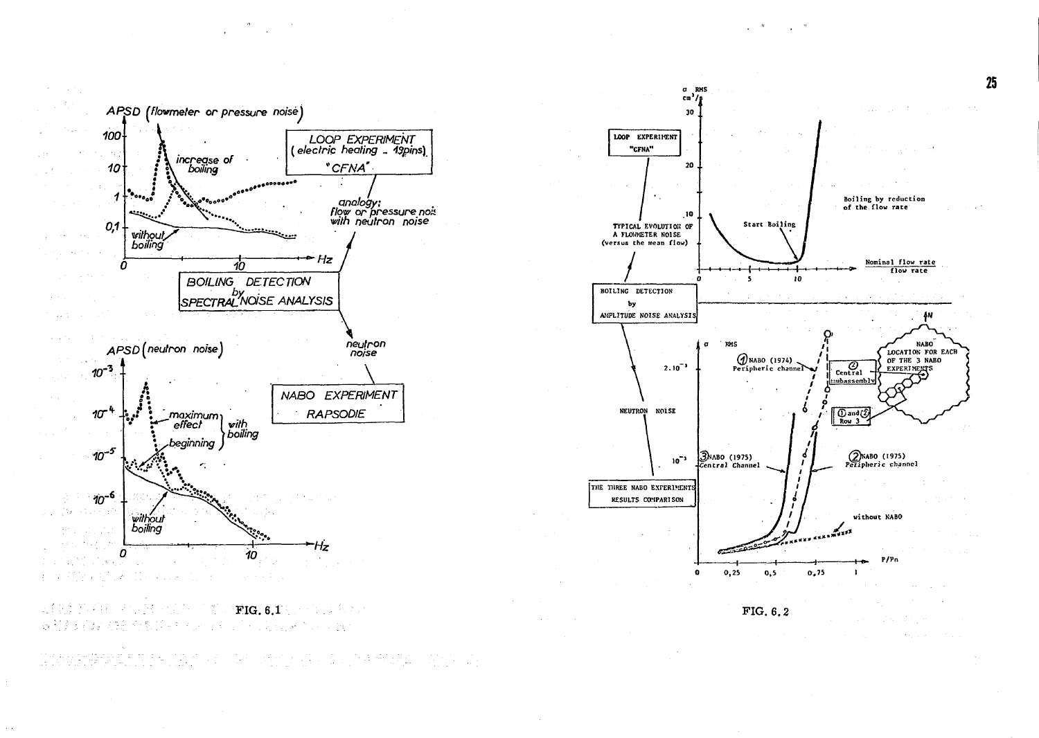APSD (flowmeter or pressure noise)

100

10

1

0,1

0

increase of boiling

without boiling

10

Hz

LOOP EXPERIMENT (electric heating - 19pins) "CFNA"

analogy: flow or pressure noise with neutron noise

BOILING DETECTION by SPECTRAL NOISE ANALYSIS

neutron noise

APSD (neutron noise)

$10^{-3}$

$10^{-4}$

$10^{-5}$

$10^{-6}$

0

maximum effect

beginning

with boiling

without boiling

10

Hz

NABO EXPERIMENT RAPSODIE

FIG. 6.1

σ RMS $cm^3/s$

30

20

10

LOOP EXPERIMENT "CFNA"

TYPICAL EVOLUTION OF A FLOWMETER NOISE (versus the mean flow)

Start Boiling

Boiling by reduction of the flow rate

0

5

10

Nominal flow rate / flow rate

BOILING DETECTION by AMPLITUDE NOISE ANALYSIS

NEUTRON NOISE

THE THREE NABO EXPERIMENTS RESULTS COMPARISON

σ RMS

$2.10^{-3}$

$10^{-3}$

① NABO (1974) Peripheric channel

③ NABO (1975) Central Channel

② NABO (1975) Peripheric channel

② Central subassembly

① and ③ Row 3

NABO LOCATION FOR EACH OF THE 3 NABO EXPERIMENTS

N

without NABO

P/Pn

0

0,25

0,5

0,75

1

FIG. 6.2